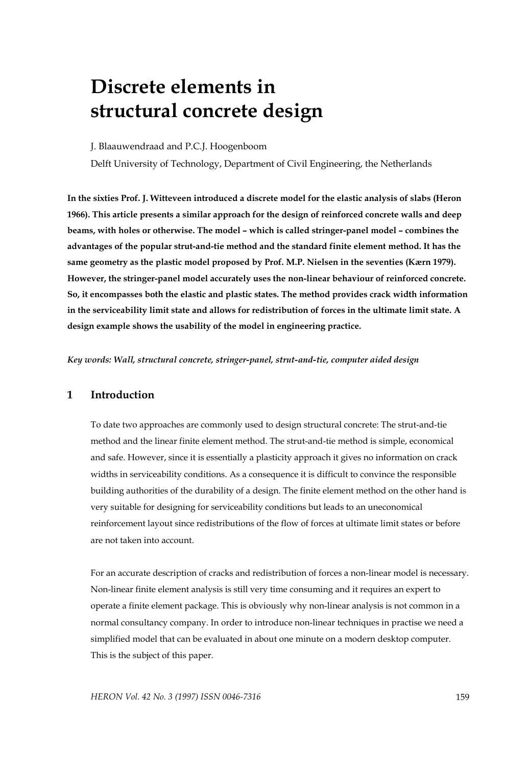# Discrete elements in structural concrete design

J. Blaauwendraad and P.C.J. Hoogenboom

Delft University of Technology, Department of Civil Engineering, the Netherlands

**In the sixties Prof. J. Witteveen introduced a discrete model for the elastic analysis of slabs (Heron 1966). This article presents a similar approach for the design of reinforced concrete walls and deep beams, with holes or otherwise. The model – which is called stringer-panel model – combines the advantages of the popular strut-and-tie method and the standard finite element method. It has the same geometry as the plastic model proposed by Prof. M.P. Nielsen in the seventies (Kærn 1979). However, the stringer-panel model accurately uses the non-linear behaviour of reinforced concrete. So, it encompasses both the elastic and plastic states. The method provides crack width information in the serviceability limit state and allows for redistribution of forces in the ultimate limit state. A design example shows the usability of the model in engineering practice.**

***Key words: Wall, structural concrete, stringer-panel, strut-and-tie, computer aided design***

## 1 Introduction

To date two approaches are commonly used to design structural concrete: The strut-and-tie method and the linear finite element method. The strut-and-tie method is simple, economical and safe. However, since it is essentially a plasticity approach it gives no information on crack widths in serviceability conditions. As a consequence it is difficult to convince the responsible building authorities of the durability of a design. The finite element method on the other hand is very suitable for designing for serviceability conditions but leads to an uneconomical reinforcement layout since redistributions of the flow of forces at ultimate limit states or before are not taken into account.

For an accurate description of cracks and redistribution of forces a non-linear model is necessary. Non-linear finite element analysis is still very time consuming and it requires an expert to operate a finite element package. This is obviously why non-linear analysis is not common in a normal consultancy company. In order to introduce non-linear techniques in practise we need a simplified model that can be evaluated in about one minute on a modern desktop computer. This is the subject of this paper.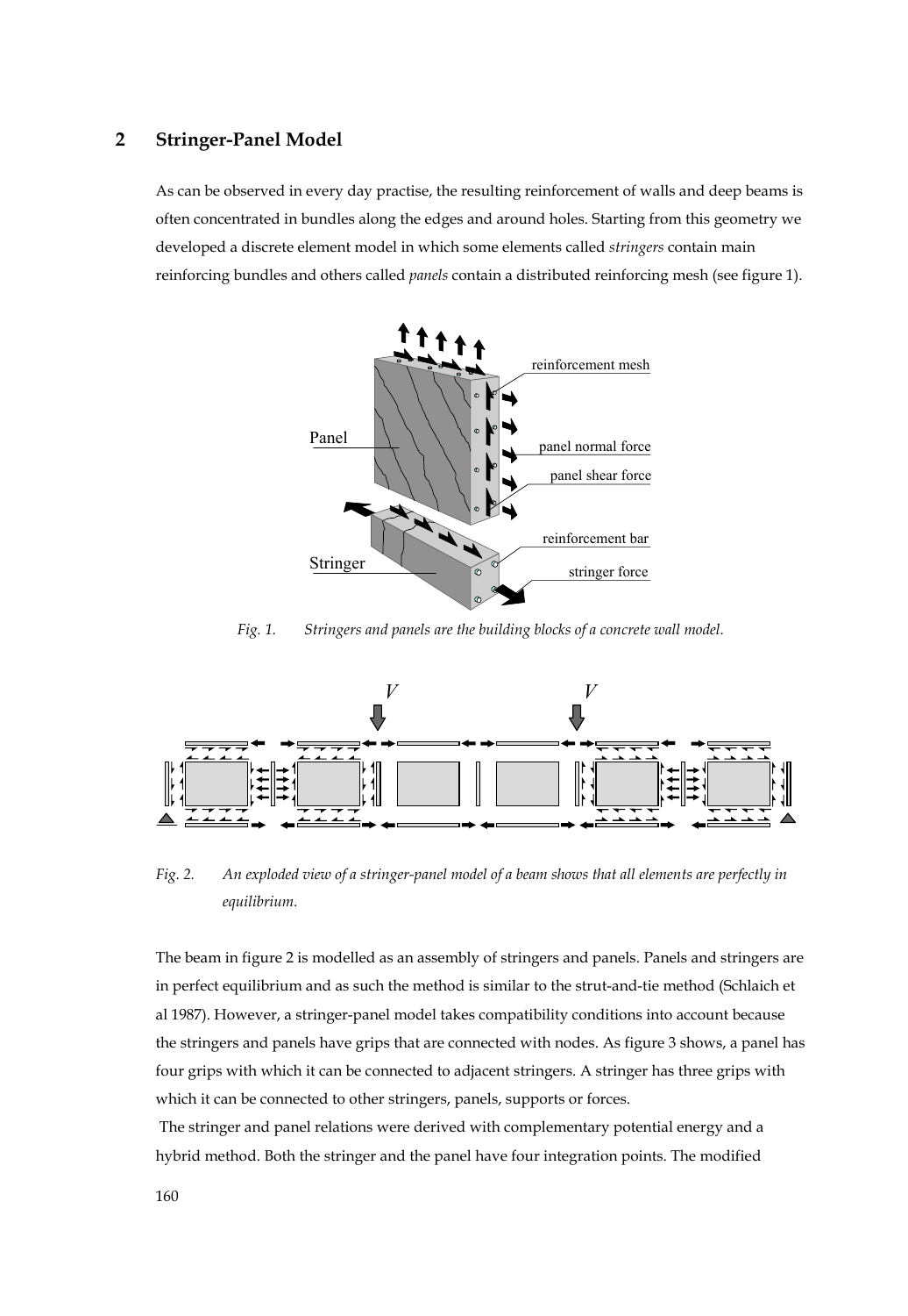## 2 Stringer-Panel Model

As can be observed in every day practise, the resulting reinforcement of walls and deep beams is often concentrated in bundles along the edges and around holes. Starting from this geometry we developed a discrete element model in which some elements called *stringers* contain main reinforcing bundles and others called *panels* contain a distributed reinforcing mesh (see figure 1).

*Fig. 1. Stringers and panels are the building blocks of a concrete wall model.*

*Fig. 2. An exploded view of a stringer-panel model of a beam shows that all elements are perfectly in equilibrium.*

The beam in figure 2 is modelled as an assembly of stringers and panels. Panels and stringers are in perfect equilibrium and as such the method is similar to the strut-and-tie method (Schlaich et al 1987). However, a stringer-panel model takes compatibility conditions into account because the stringers and panels have grips that are connected with nodes. As figure 3 shows, a panel has four grips with which it can be connected to adjacent stringers. A stringer has three grips with which it can be connected to other stringers, panels, supports or forces.

The stringer and panel relations were derived with complementary potential energy and a hybrid method. Both the stringer and the panel have four integration points. The modified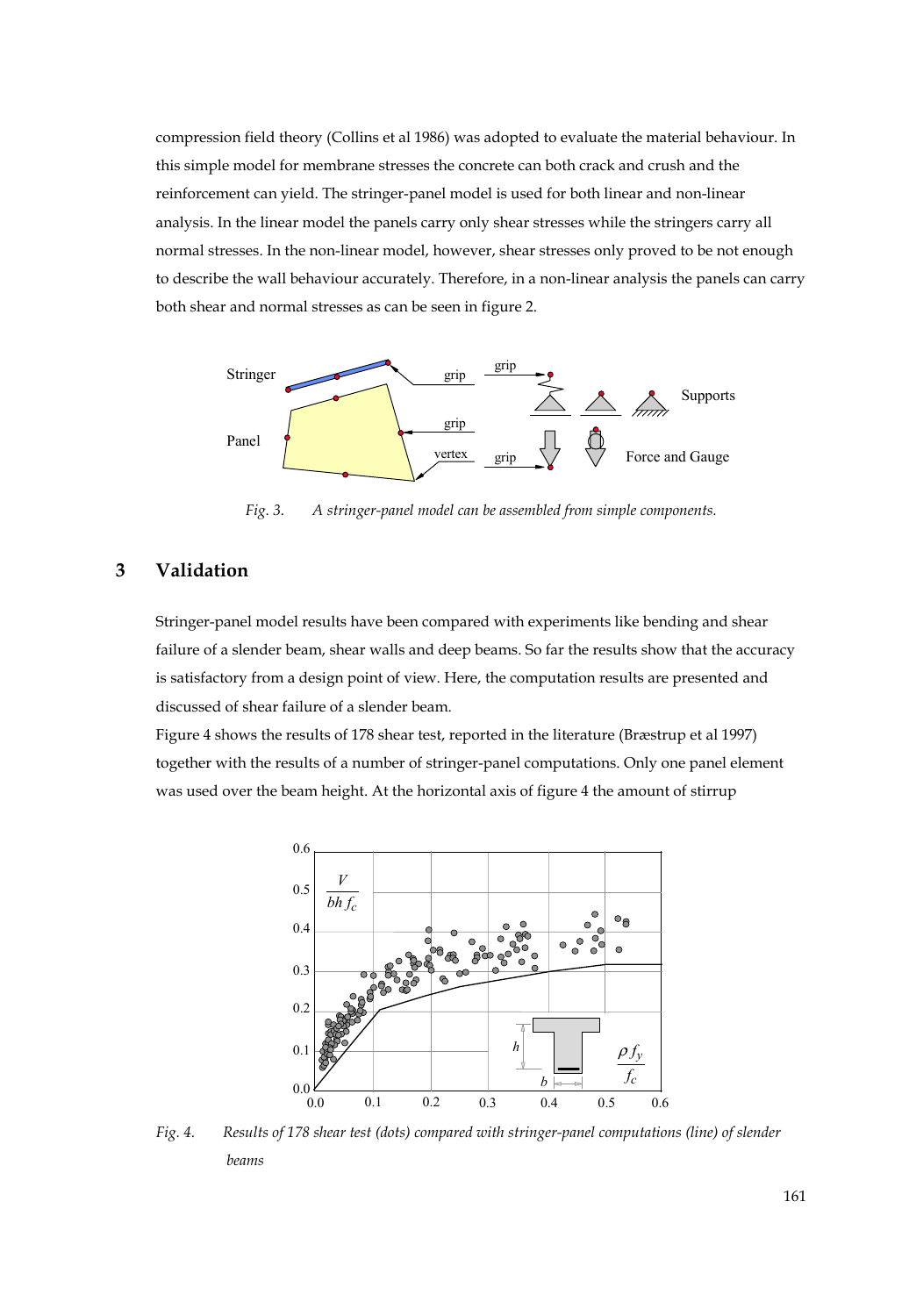compression field theory (Collins et al 1986) was adopted to evaluate the material behaviour. In this simple model for membrane stresses the concrete can both crack and crush and the reinforcement can yield. The stringer-panel model is used for both linear and non-linear analysis. In the linear model the panels carry only shear stresses while the stringers carry all normal stresses. In the non-linear model, however, shear stresses only proved to be not enough to describe the wall behaviour accurately. Therefore, in a non-linear analysis the panels can carry both shear and normal stresses as can be seen in figure 2.

*Fig. 3. A stringer-panel model can be assembled from simple components.*

## 3 Validation

Stringer-panel model results have been compared with experiments like bending and shear failure of a slender beam, shear walls and deep beams. So far the results show that the accuracy is satisfactory from a design point of view. Here, the computation results are presented and discussed of shear failure of a slender beam.

Figure 4 shows the results of 178 shear test, reported in the literature (Bræstrup et al 1997) together with the results of a number of stringer-panel computations. Only one panel element was used over the beam height. At the horizontal axis of figure 4 the amount of stirrup

*Fig. 4. Results of 178 shear test (dots) compared with stringer-panel computations (line) of slender beams*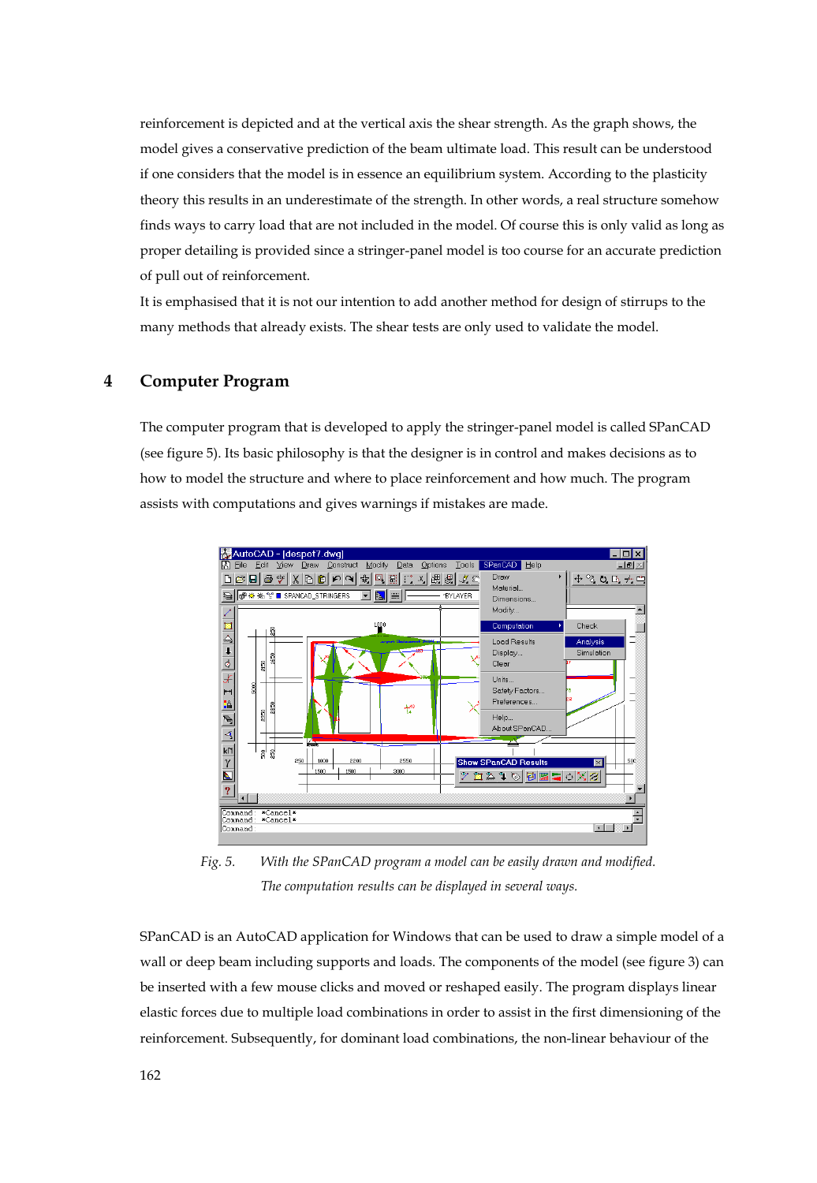reinforcement is depicted and at the vertical axis the shear strength. As the graph shows, the model gives a conservative prediction of the beam ultimate load. This result can be understood if one considers that the model is in essence an equilibrium system. According to the plasticity theory this results in an underestimate of the strength. In other words, a real structure somehow finds ways to carry load that are not included in the model. Of course this is only valid as long as proper detailing is provided since a stringer-panel model is too course for an accurate prediction of pull out of reinforcement.

It is emphasised that it is not our intention to add another method for design of stirrups to the many methods that already exists. The shear tests are only used to validate the model.

# 4 Computer Program

The computer program that is developed to apply the stringer-panel model is called SPanCAD (see figure 5). Its basic philosophy is that the designer is in control and makes decisions as to how to model the structure and where to place reinforcement and how much. The program assists with computations and gives warnings if mistakes are made.

*Fig. 5. With the SPanCAD program a model can be easily drawn and modified. The computation results can be displayed in several ways.*

SPanCAD is an AutoCAD application for Windows that can be used to draw a simple model of a wall or deep beam including supports and loads. The components of the model (see figure 3) can be inserted with a few mouse clicks and moved or reshaped easily. The program displays linear elastic forces due to multiple load combinations in order to assist in the first dimensioning of the reinforcement. Subsequently, for dominant load combinations, the non-linear behaviour of the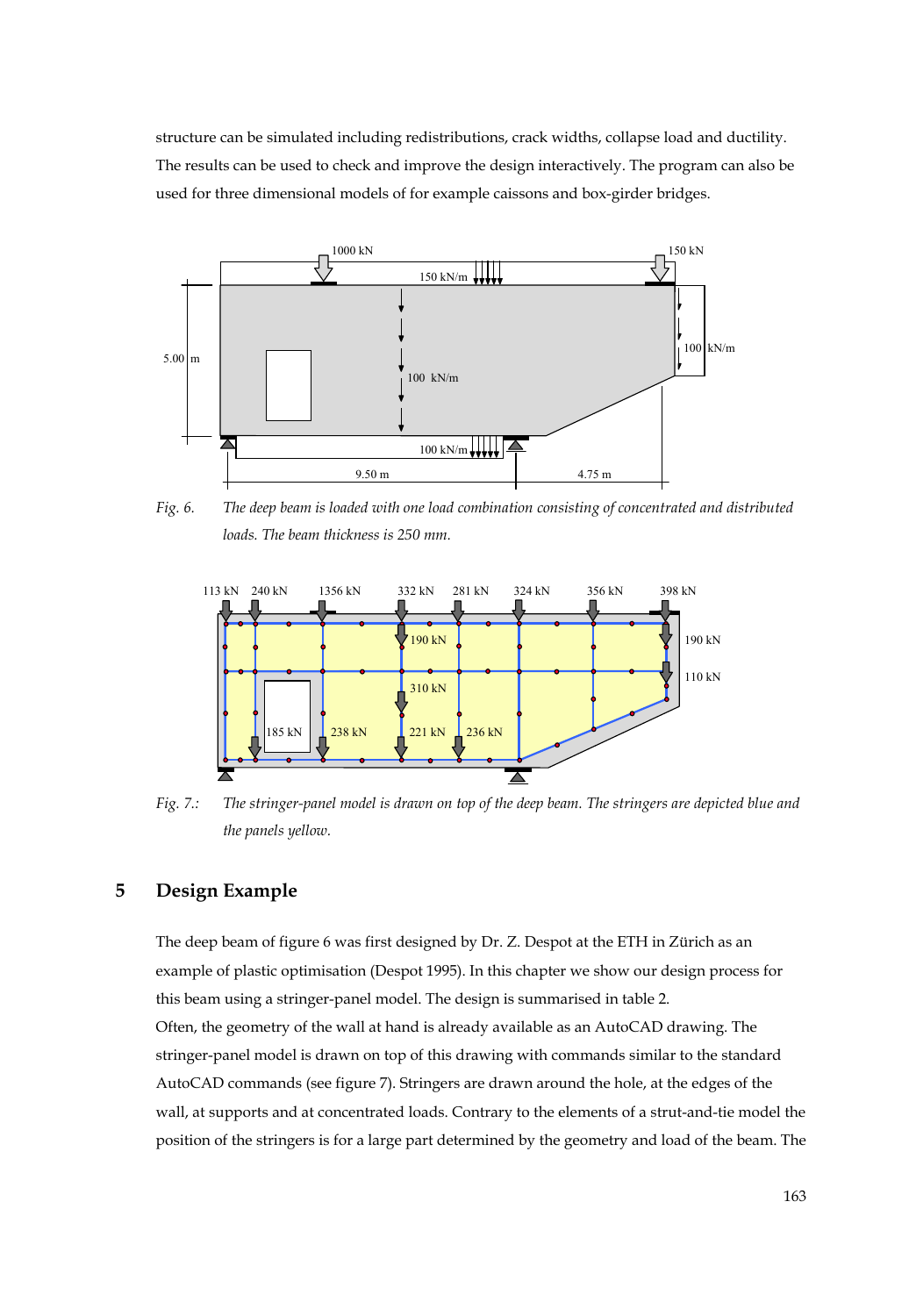structure can be simulated including redistributions, crack widths, collapse load and ductility. The results can be used to check and improve the design interactively. The program can also be used for three dimensional models of for example caissons and box-girder bridges.

*Fig. 6. The deep beam is loaded with one load combination consisting of concentrated and distributed loads. The beam thickness is 250 mm.*

*Fig. 7.: The stringer-panel model is drawn on top of the deep beam. The stringers are depicted blue and the panels yellow.*

## 5 Design Example

The deep beam of figure 6 was first designed by Dr. Z. Despot at the ETH in Zürich as an example of plastic optimisation (Despot 1995). In this chapter we show our design process for this beam using a stringer-panel model. The design is summarised in table 2.

Often, the geometry of the wall at hand is already available as an AutoCAD drawing. The stringer-panel model is drawn on top of this drawing with commands similar to the standard AutoCAD commands (see figure 7). Stringers are drawn around the hole, at the edges of the wall, at supports and at concentrated loads. Contrary to the elements of a strut-and-tie model the position of the stringers is for a large part determined by the geometry and load of the beam. The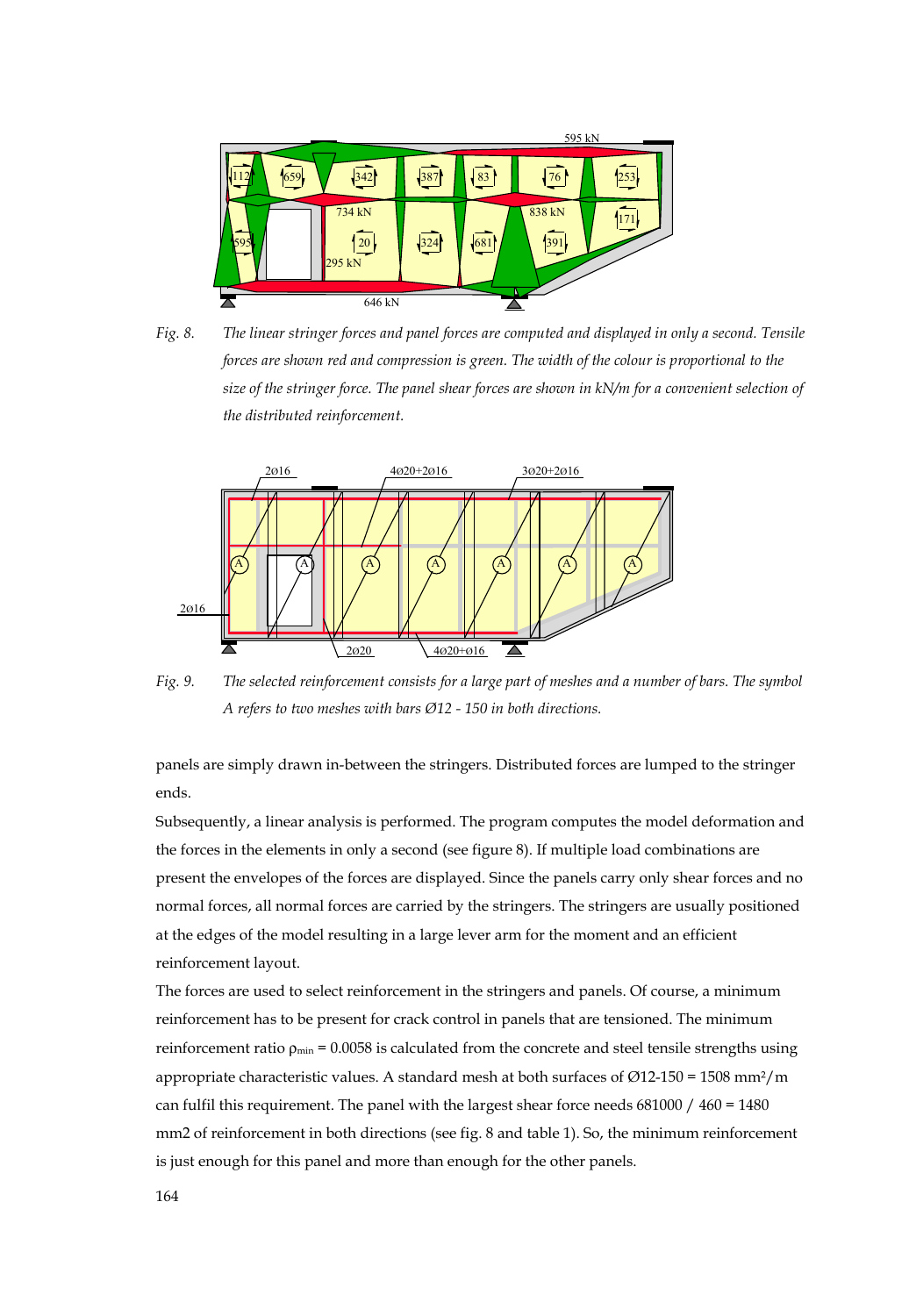*Fig. 8. The linear stringer forces and panel forces are computed and displayed in only a second. Tensile forces are shown red and compression is green. The width of the colour is proportional to the size of the stringer force. The panel shear forces are shown in kN/m for a convenient selection of the distributed reinforcement.*

*Fig. 9. The selected reinforcement consists for a large part of meshes and a number of bars. The symbol A refers to two meshes with bars Ø12 - 150 in both directions.*

panels are simply drawn in-between the stringers. Distributed forces are lumped to the stringer ends.

Subsequently, a linear analysis is performed. The program computes the model deformation and the forces in the elements in only a second (see figure 8). If multiple load combinations are present the envelopes of the forces are displayed. Since the panels carry only shear forces and no normal forces, all normal forces are carried by the stringers. The stringers are usually positioned at the edges of the model resulting in a large lever arm for the moment and an efficient reinforcement layout.

The forces are used to select reinforcement in the stringers and panels. Of course, a minimum reinforcement has to be present for crack control in panels that are tensioned. The minimum reinforcement ratio $\rho_{min} = 0.0058$ is calculated from the concrete and steel tensile strengths using appropriate characteristic values. A standard mesh at both surfaces of Ø12-150 = 1508 mm²/m can fulfil this requirement. The panel with the largest shear force needs 681000 / 460 = 1480 mm2 of reinforcement in both directions (see fig. 8 and table 1). So, the minimum reinforcement is just enough for this panel and more than enough for the other panels.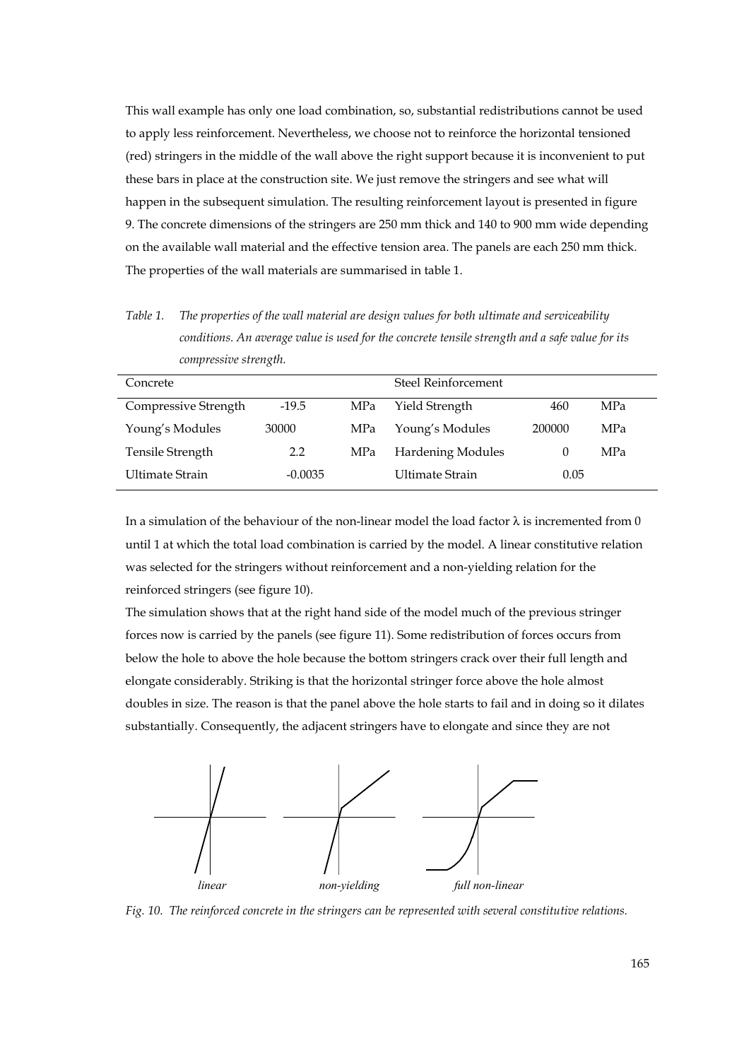This wall example has only one load combination, so, substantial redistributions cannot be used to apply less reinforcement. Nevertheless, we choose not to reinforce the horizontal tensioned (red) stringers in the middle of the wall above the right support because it is inconvenient to put these bars in place at the construction site. We just remove the stringers and see what will happen in the subsequent simulation. The resulting reinforcement layout is presented in figure 9. The concrete dimensions of the stringers are 250 mm thick and 140 to 900 mm wide depending on the available wall material and the effective tension area. The panels are each 250 mm thick. The properties of the wall materials are summarised in table 1.

*Table 1. The properties of the wall material are design values for both ultimate and serviceability conditions. An average value is used for the concrete tensile strength and a safe value for its compressive strength.*

| Concrete | | | Steel Reinforcement | | |
|---|---|---|---|---|---|
| Compressive Strength | -19.5 | MPa | Yield Strength | 460 | MPa |
| Young's Modules | 30000 | MPa | Young's Modules | 200000 | MPa |
| Tensile Strength | 2.2 | MPa | Hardening Modules | 0 | MPa |
| Ultimate Strain | -0.0035 | | Ultimate Strain | 0.05 | |

In a simulation of the behaviour of the non-linear model the load factor $\lambda$ is incremented from 0 until 1 at which the total load combination is carried by the model. A linear constitutive relation was selected for the stringers without reinforcement and a non-yielding relation for the reinforced stringers (see figure 10).

The simulation shows that at the right hand side of the model much of the previous stringer forces now is carried by the panels (see figure 11). Some redistribution of forces occurs from below the hole to above the hole because the bottom stringers crack over their full length and elongate considerably. Striking is that the horizontal stringer force above the hole almost doubles in size. The reason is that the panel above the hole starts to fail and in doing so it dilates substantially. Consequently, the adjacent stringers have to elongate and since they are not

*linear* *non-yielding* *full non-linear*

*Fig. 10. The reinforced concrete in the stringers can be represented with several constitutive relations.*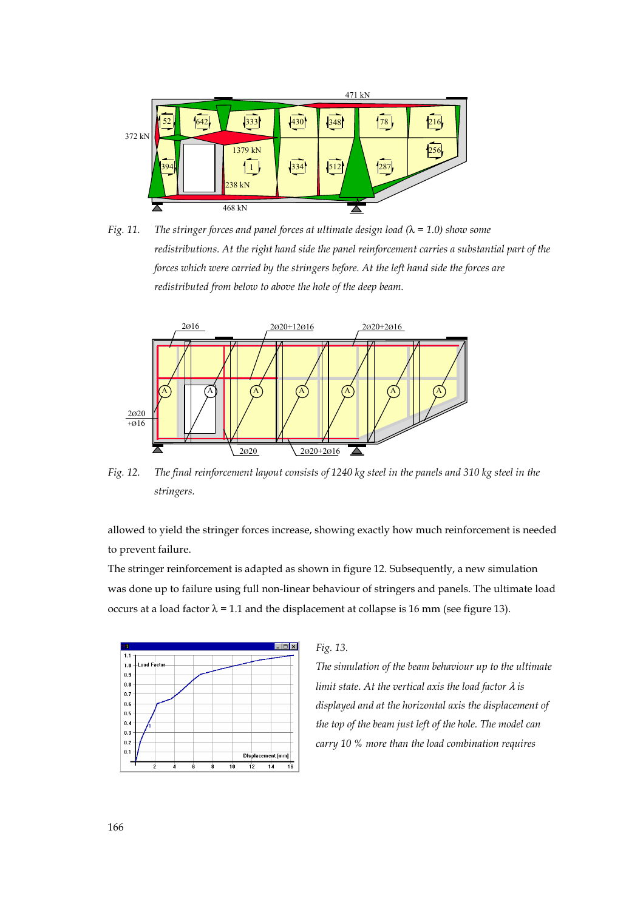*Fig. 11. The stringer forces and panel forces at ultimate design load (λ = 1.0) show some redistributions. At the right hand side the panel reinforcement carries a substantial part of the forces which were carried by the stringers before. At the left hand side the forces are redistributed from below to above the hole of the deep beam.*

*Fig. 12. The final reinforcement layout consists of 1240 kg steel in the panels and 310 kg steel in the stringers.*

allowed to yield the stringer forces increase, showing exactly how much reinforcement is needed to prevent failure.

The stringer reinforcement is adapted as shown in figure 12. Subsequently, a new simulation was done up to failure using full non-linear behaviour of stringers and panels. The ultimate load occurs at a load factor λ = 1.1 and the displacement at collapse is 16 mm (see figure 13).

*Fig. 13. The simulation of the beam behaviour up to the ultimate limit state. At the vertical axis the load factor λ is displayed and at the horizontal axis the displacement of the top of the beam just left of the hole. The model can carry 10 % more than the load combination requires*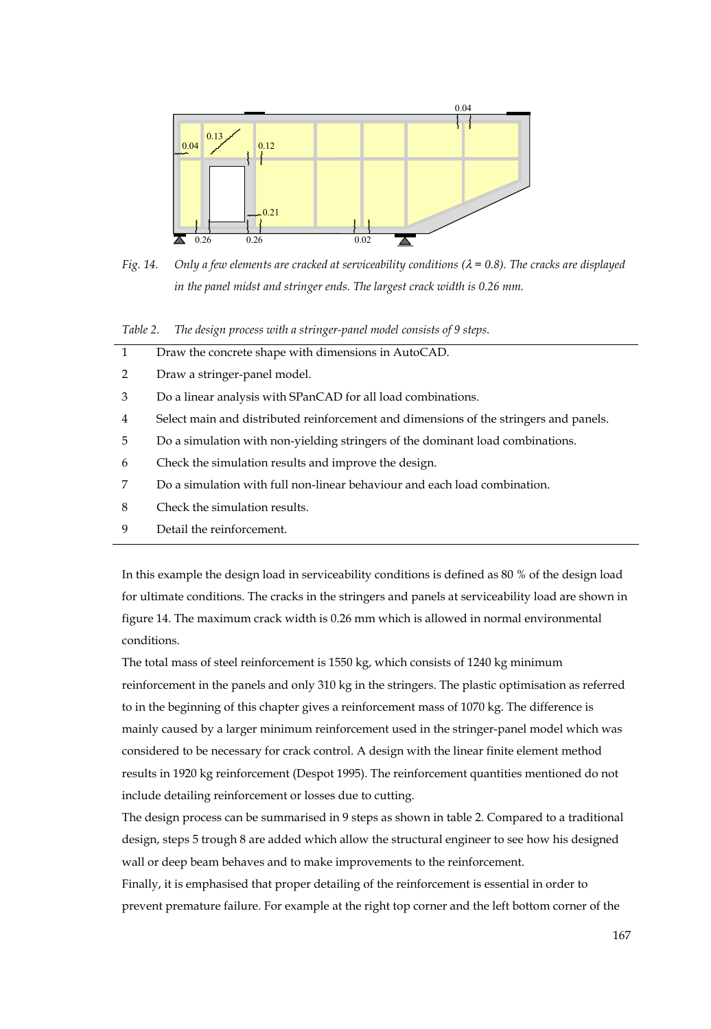*Fig. 14. Only a few elements are cracked at serviceability conditions ($\lambda$ = 0.8). The cracks are displayed in the panel midst and stringer ends. The largest crack width is 0.26 mm.*

*Table 2. The design process with a stringer-panel model consists of 9 steps.*

| | |
|---|---|
| 1 | Draw the concrete shape with dimensions in AutoCAD. |
| 2 | Draw a stringer-panel model. |
| 3 | Do a linear analysis with SPanCAD for all load combinations. |
| 4 | Select main and distributed reinforcement and dimensions of the stringers and panels. |
| 5 | Do a simulation with non-yielding stringers of the dominant load combinations. |
| 6 | Check the simulation results and improve the design. |
| 7 | Do a simulation with full non-linear behaviour and each load combination. |
| 8 | Check the simulation results. |
| 9 | Detail the reinforcement. |

In this example the design load in serviceability conditions is defined as 80 % of the design load for ultimate conditions. The cracks in the stringers and panels at serviceability load are shown in figure 14. The maximum crack width is 0.26 mm which is allowed in normal environmental conditions.

The total mass of steel reinforcement is 1550 kg, which consists of 1240 kg minimum reinforcement in the panels and only 310 kg in the stringers. The plastic optimisation as referred to in the beginning of this chapter gives a reinforcement mass of 1070 kg. The difference is mainly caused by a larger minimum reinforcement used in the stringer-panel model which was considered to be necessary for crack control. A design with the linear finite element method results in 1920 kg reinforcement (Despot 1995). The reinforcement quantities mentioned do not include detailing reinforcement or losses due to cutting.

The design process can be summarised in 9 steps as shown in table 2. Compared to a traditional design, steps 5 trough 8 are added which allow the structural engineer to see how his designed wall or deep beam behaves and to make improvements to the reinforcement.

Finally, it is emphasised that proper detailing of the reinforcement is essential in order to prevent premature failure. For example at the right top corner and the left bottom corner of the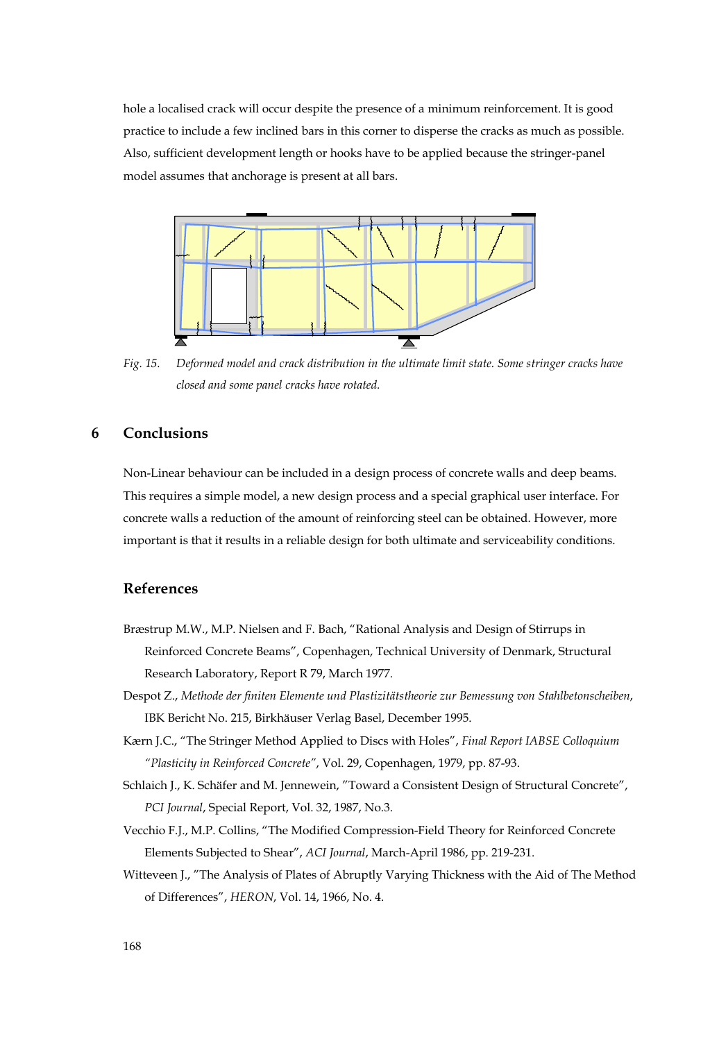hole a localised crack will occur despite the presence of a minimum reinforcement. It is good practice to include a few inclined bars in this corner to disperse the cracks as much as possible. Also, sufficient development length or hooks have to be applied because the stringer-panel model assumes that anchorage is present at all bars.

*Fig. 15. Deformed model and crack distribution in the ultimate limit state. Some stringer cracks have closed and some panel cracks have rotated.*

## 6 Conclusions

Non-Linear behaviour can be included in a design process of concrete walls and deep beams. This requires a simple model, a new design process and a special graphical user interface. For concrete walls a reduction of the amount of reinforcing steel can be obtained. However, more important is that it results in a reliable design for both ultimate and serviceability conditions.

## References

Bræstrup M.W., M.P. Nielsen and F. Bach, "Rational Analysis and Design of Stirrups in Reinforced Concrete Beams", Copenhagen, Technical University of Denmark, Structural Research Laboratory, Report R 79, March 1977.

Despot Z., *Methode der finiten Elemente und Plastizitätstheorie zur Bemessung von Stahlbetonscheiben*, IBK Bericht No. 215, Birkhäuser Verlag Basel, December 1995.

Kærn J.C., "The Stringer Method Applied to Discs with Holes", *Final Report IABSE Colloquium "Plasticity in Reinforced Concrete"*, Vol. 29, Copenhagen, 1979, pp. 87-93.

Schlaich J., K. Schäfer and M. Jennewein, "Toward a Consistent Design of Structural Concrete", *PCI Journal*, Special Report, Vol. 32, 1987, No.3.

Vecchio F.J., M.P. Collins, "The Modified Compression-Field Theory for Reinforced Concrete Elements Subjected to Shear", *ACI Journal*, March-April 1986, pp. 219-231.

Witteveen J., "The Analysis of Plates of Abruptly Varying Thickness with the Aid of The Method of Differences", *HERON*, Vol. 14, 1966, No. 4.